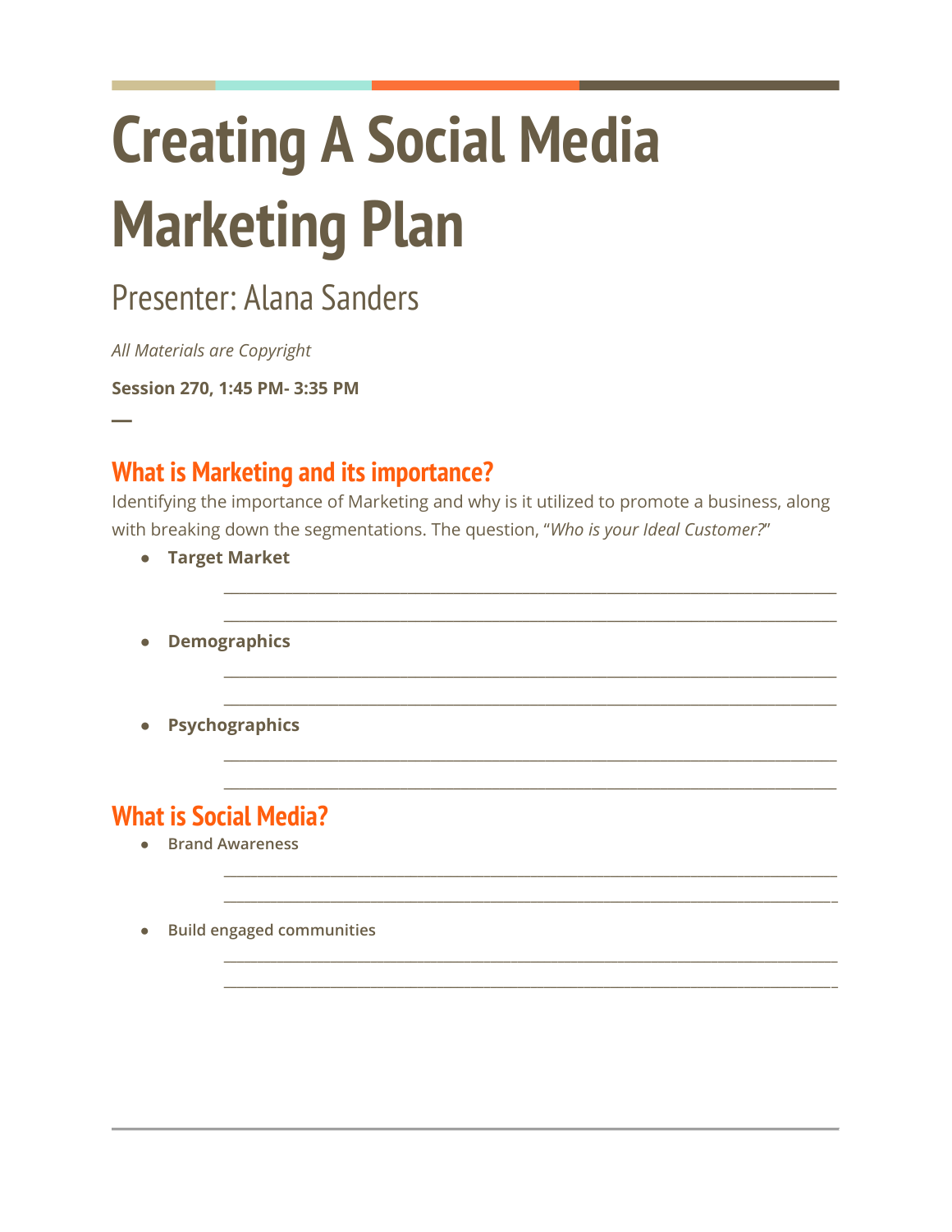# Creating A Social Media Marketing Plan

## Presenter: Alana Sanders

*All Materials are Copyright*

**Session 270, 1:45 PM- 3:35 PM**

—

## What is Marketing and its importance?

Identifying the importance of Marketing and why is it utilized to promote a business, along with breaking down the segmentations. The question, "*Who is your Ideal Customer?*"

- **Target Market**

  ______________________________________________________________________________

  ______________________________________________________________________________

- **Demographics**

  ______________________________________________________________________________

  ______________________________________________________________________________

- **Psychographics**

  ______________________________________________________________________________

  ______________________________________________________________________________

## What is Social Media?

- **Brand Awareness**

  ______________________________________________________________________________

  ______________________________________________________________________________

- **Build engaged communities**

  ______________________________________________________________________________

  ______________________________________________________________________________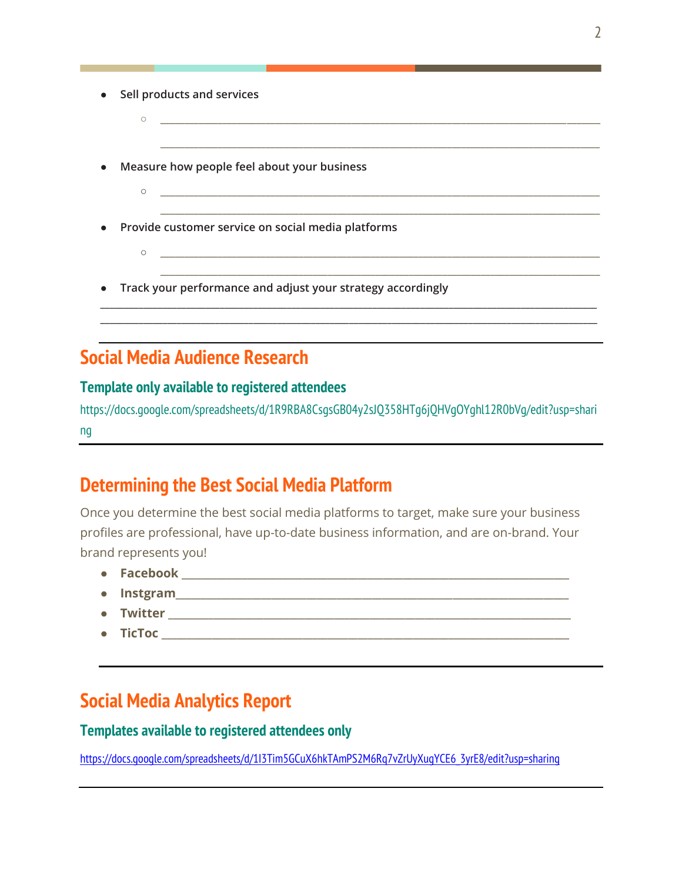- Sell products and services
    - ________________________________________________________________________________
      ________________________________________________________________________________
- Measure how people feel about your business
    - ________________________________________________________________________________
      ________________________________________________________________________________
- Provide customer service on social media platforms
    - ________________________________________________________________________________
      ________________________________________________________________________________
- Track your performance and adjust your strategy accordingly

________________________________________________________________________________________
________________________________________________________________________________________

---

## Social Media Audience Research

### Template only available to registered attendees

https://docs.google.com/spreadsheets/d/1R9RBA8CsgsGB04y2sJQ358HTg6jQHVgOYghl12R0bVg/edit?usp=sharing

---

## Determining the Best Social Media Platform

Once you determine the best social media platforms to target, make sure your business profiles are professional, have up-to-date business information, and are on-brand. Your brand represents you!

- **Facebook** ______________________________________________________________
- **Instgram**______________________________________________________________
- **Twitter** _______________________________________________________________
- **TicToc** _______________________________________________________________

---

## Social Media Analytics Report

### Templates available to registered attendees only

https://docs.google.com/spreadsheets/d/1I3Tim5GCuX6hkTAmPS2M6Rq7vZrUyXugYCE6_3yrE8/edit?usp=sharing

---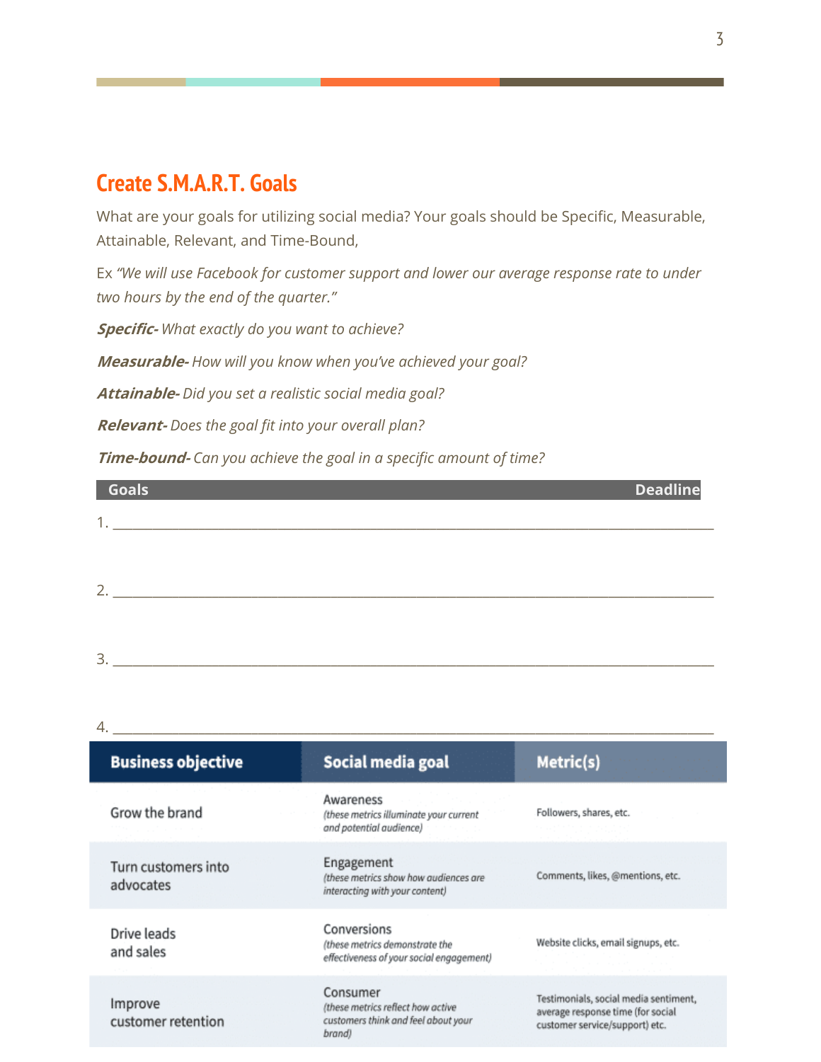## Create S.M.A.R.T. Goals

What are your goals for utilizing social media? Your goals should be Specific, Measurable, Attainable, Relevant, and Time-Bound,

Ex *"We will use Facebook for customer support and lower our average response rate to under two hours by the end of the quarter."*

***Specific-*** *What exactly do you want to achieve?*

***Measurable-*** *How will you know when you've achieved your goal?*

***Attainable-*** *Did you set a realistic social media goal?*

***Relevant-*** *Does the goal fit into your overall plan?*

***Time-bound-*** *Can you achieve the goal in a specific amount of time?*

| Goals | Deadline |
|---|---|
| 1. ___________ | |
| 2. ___________ | |
| 3. ___________ | |
| 4. ___________ | |

| Business objective | Social media goal | Metric(s) |
|---|---|---|
| Grow the brand | Awareness *(these metrics illuminate your current and potential audience)* | Followers, shares, etc. |
| Turn customers into advocates | Engagement *(these metrics show how audiences are interacting with your content)* | Comments, likes, @mentions, etc. |
| Drive leads and sales | Conversions *(these metrics demonstrate the effectiveness of your social engagement)* | Website clicks, email signups, etc. |
| Improve customer retention | Consumer *(these metrics reflect how active customers think and feel about your brand)* | Testimonials, social media sentiment, average response time (for social customer service/support) etc. |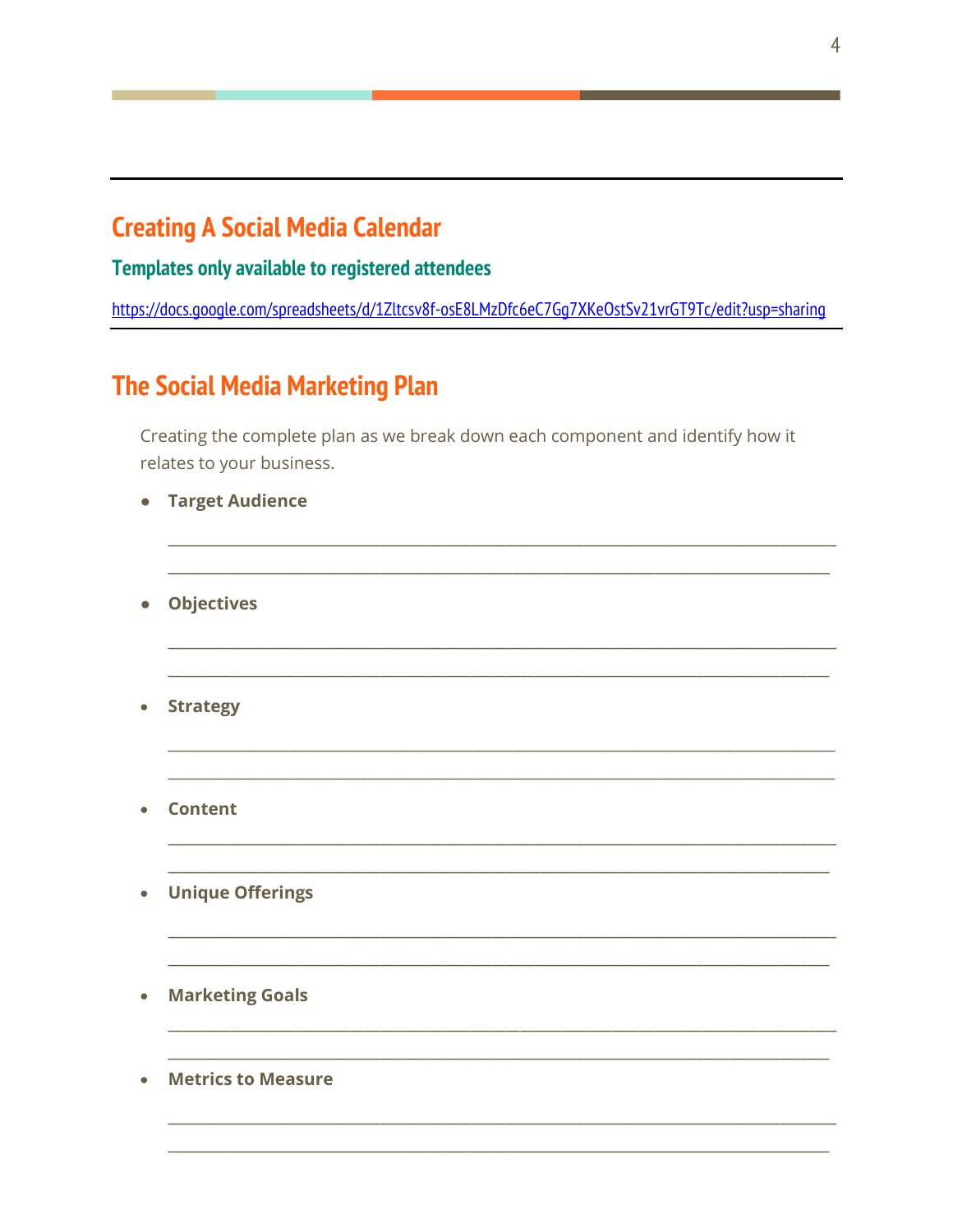## Creating A Social Media Calendar

### Templates only available to registered attendees

https://docs.google.com/spreadsheets/d/1Zltcsv8f-osE8LMzDfc6eC7Gg7XKeOstSv21vrGT9Tc/edit?usp=sharing

---

## The Social Media Marketing Plan

Creating the complete plan as we break down each component and identify how it relates to your business.

- **Target Audience**

  ______________________________________________________________________________

  ______________________________________________________________________________

- **Objectives**

  ______________________________________________________________________________

  ______________________________________________________________________________

- **Strategy**

  ______________________________________________________________________________

  ______________________________________________________________________________

- **Content**

  ______________________________________________________________________________

  ______________________________________________________________________________

- **Unique Offerings**

  ______________________________________________________________________________

  ______________________________________________________________________________

- **Marketing Goals**

  ______________________________________________________________________________

  ______________________________________________________________________________

- **Metrics to Measure**

  ______________________________________________________________________________

  ______________________________________________________________________________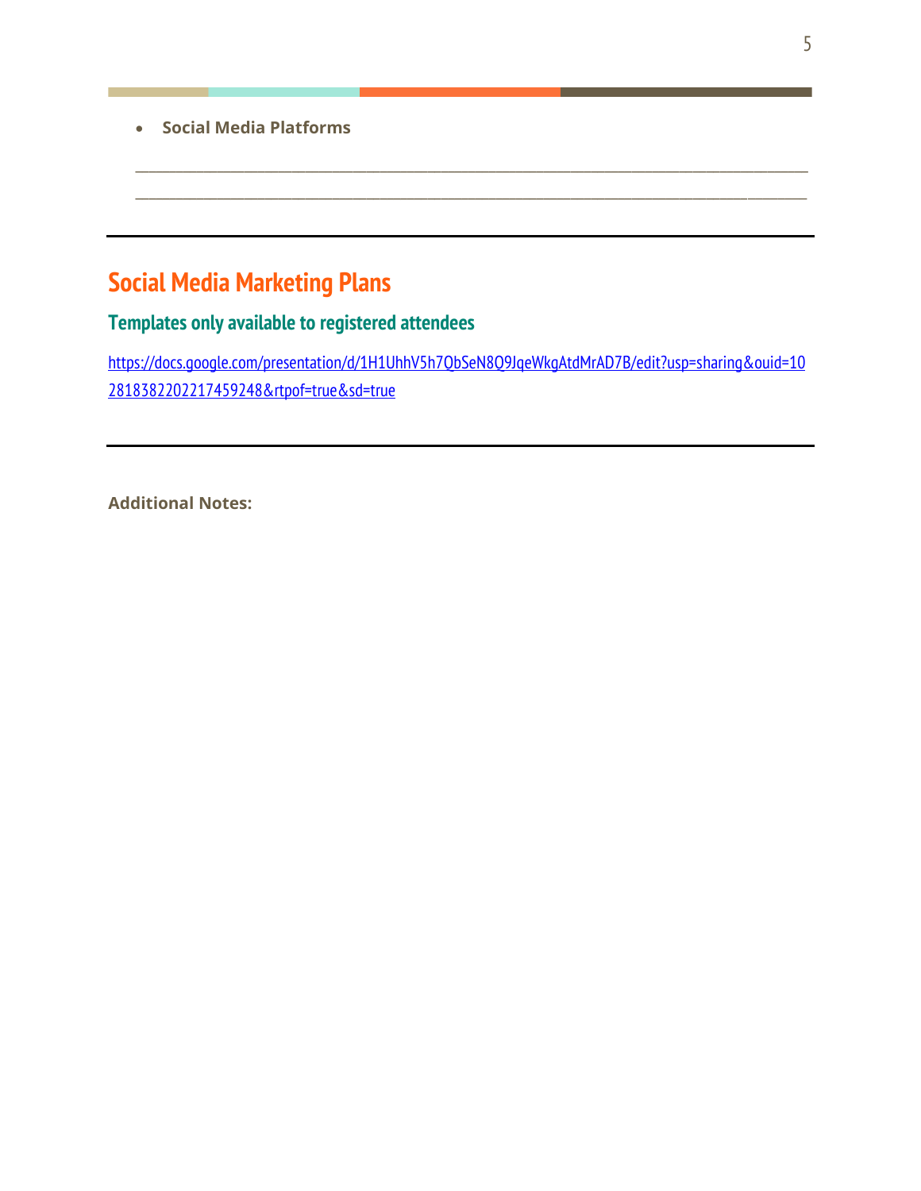- **Social Media Platforms**

______________________________________________________________________________________________

______________________________________________________________________________________________

---

## Social Media Marketing Plans

### Templates only available to registered attendees

https://docs.google.com/presentation/d/1H1UhhV5h7QbSeN8Q9JqeWkgAtdMrAD7B/edit?usp=sharing&ouid=102818382202217459248&rtpof=true&sd=true

---

**Additional Notes:**